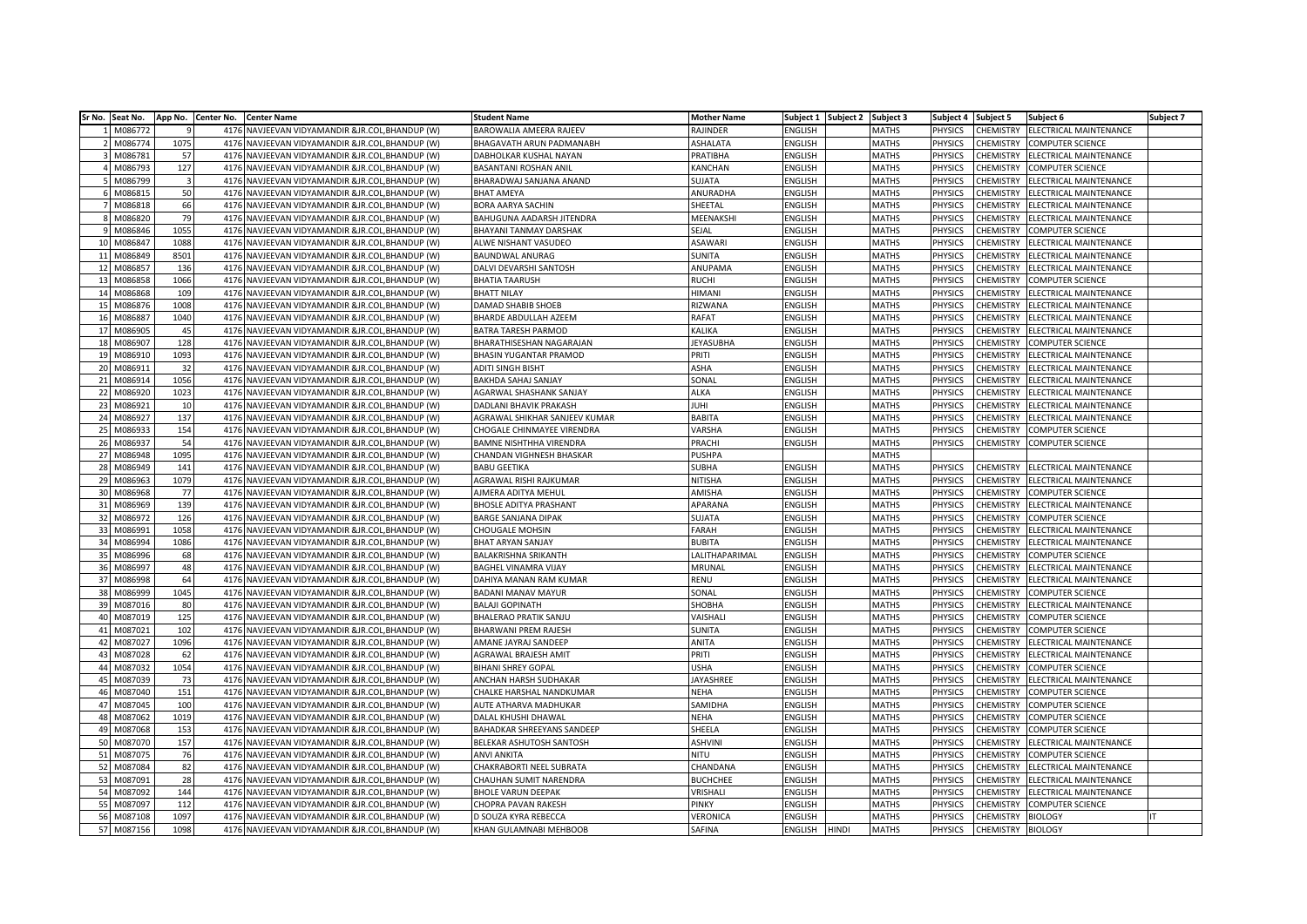| Sr No. | Seat No. | App No. | Center No. | Center Name | Student Name | Mother Name | Subject 1 | Subject 2 | Subject 3 | Subject 4 | Subject 5 | Subject 6 | Subject 7 |
|---|---|---|---|---|---|---|---|---|---|---|---|---|---|
| 1 | M086772 | 9 | 4176 | NAVJEEVAN VIDYAMANDIR &JR.COL,BHANDUP (W) | BAROWALIA AMEERA RAJEEV | RAJINDER | ENGLISH | | MATHS | PHYSICS | CHEMISTRY | ELECTRICAL MAINTENANCE | |
| 2 | M086774 | 1075 | 4176 | NAVJEEVAN VIDYAMANDIR &JR.COL,BHANDUP (W) | BHAGAVATH ARUN PADMANABH | ASHALATA | ENGLISH | | MATHS | PHYSICS | CHEMISTRY | COMPUTER SCIENCE | |
| 3 | M086781 | 57 | 4176 | NAVJEEVAN VIDYAMANDIR &JR.COL,BHANDUP (W) | DABHOLKAR KUSHAL NAYAN | PRATIBHA | ENGLISH | | MATHS | PHYSICS | CHEMISTRY | ELECTRICAL MAINTENANCE | |
| 4 | M086793 | 127 | 4176 | NAVJEEVAN VIDYAMANDIR &JR.COL,BHANDUP (W) | BASANTANI ROSHAN ANIL | KANCHAN | ENGLISH | | MATHS | PHYSICS | CHEMISTRY | COMPUTER SCIENCE | |
| 5 | M086799 | 3 | 4176 | NAVJEEVAN VIDYAMANDIR &JR.COL,BHANDUP (W) | BHARADWAJ SANJANA ANAND | SUJATA | ENGLISH | | MATHS | PHYSICS | CHEMISTRY | ELECTRICAL MAINTENANCE | |
| 6 | M086815 | 50 | 4176 | NAVJEEVAN VIDYAMANDIR &JR.COL,BHANDUP (W) | BHAT AMEYA | ANURADHA | ENGLISH | | MATHS | PHYSICS | CHEMISTRY | ELECTRICAL MAINTENANCE | |
| 7 | M086818 | 66 | 4176 | NAVJEEVAN VIDYAMANDIR &JR.COL,BHANDUP (W) | BORA AARYA SACHIN | SHEETAL | ENGLISH | | MATHS | PHYSICS | CHEMISTRY | ELECTRICAL MAINTENANCE | |
| 8 | M086820 | 79 | 4176 | NAVJEEVAN VIDYAMANDIR &JR.COL,BHANDUP (W) | BAHUGUNA AADARSH JITENDRA | MEENAKSHI | ENGLISH | | MATHS | PHYSICS | CHEMISTRY | ELECTRICAL MAINTENANCE | |
| 9 | M086846 | 1055 | 4176 | NAVJEEVAN VIDYAMANDIR &JR.COL,BHANDUP (W) | BHAYANI TANMAY DARSHAK | SEJAL | ENGLISH | | MATHS | PHYSICS | CHEMISTRY | COMPUTER SCIENCE | |
| 10 | M086847 | 1088 | 4176 | NAVJEEVAN VIDYAMANDIR &JR.COL,BHANDUP (W) | ALWE NISHANT VASUDEO | ASAWARI | ENGLISH | | MATHS | PHYSICS | CHEMISTRY | ELECTRICAL MAINTENANCE | |
| 11 | M086849 | 8501 | 4176 | NAVJEEVAN VIDYAMANDIR &JR.COL,BHANDUP (W) | BAUNDWAL ANURAG | SUNITA | ENGLISH | | MATHS | PHYSICS | CHEMISTRY | ELECTRICAL MAINTENANCE | |
| 12 | M086857 | 136 | 4176 | NAVJEEVAN VIDYAMANDIR &JR.COL,BHANDUP (W) | DALVI DEVARSHI SANTOSH | ANUPAMA | ENGLISH | | MATHS | PHYSICS | CHEMISTRY | ELECTRICAL MAINTENANCE | |
| 13 | M086858 | 1066 | 4176 | NAVJEEVAN VIDYAMANDIR &JR.COL,BHANDUP (W) | BHATIA TAARUSH | RUCHI | ENGLISH | | MATHS | PHYSICS | CHEMISTRY | COMPUTER SCIENCE | |
| 14 | M086868 | 109 | 4176 | NAVJEEVAN VIDYAMANDIR &JR.COL,BHANDUP (W) | BHATT NILAY | HIMANI | ENGLISH | | MATHS | PHYSICS | CHEMISTRY | ELECTRICAL MAINTENANCE | |
| 15 | M086876 | 1008 | 4176 | NAVJEEVAN VIDYAMANDIR &JR.COL,BHANDUP (W) | DAMAD SHABIB SHOEB | RIZWANA | ENGLISH | | MATHS | PHYSICS | CHEMISTRY | ELECTRICAL MAINTENANCE | |
| 16 | M086887 | 1040 | 4176 | NAVJEEVAN VIDYAMANDIR &JR.COL,BHANDUP (W) | BHARDE ABDULLAH AZEEM | RAFAT | ENGLISH | | MATHS | PHYSICS | CHEMISTRY | ELECTRICAL MAINTENANCE | |
| 17 | M086905 | 45 | 4176 | NAVJEEVAN VIDYAMANDIR &JR.COL,BHANDUP (W) | BATRA TARESH PARMOD | KALIKA | ENGLISH | | MATHS | PHYSICS | CHEMISTRY | ELECTRICAL MAINTENANCE | |
| 18 | M086907 | 128 | 4176 | NAVJEEVAN VIDYAMANDIR &JR.COL,BHANDUP (W) | BHARATHISESHAN NAGARAJAN | JEYASUBHA | ENGLISH | | MATHS | PHYSICS | CHEMISTRY | COMPUTER SCIENCE | |
| 19 | M086910 | 1093 | 4176 | NAVJEEVAN VIDYAMANDIR &JR.COL,BHANDUP (W) | BHASIN YUGANTAR PRAMOD | PRITI | ENGLISH | | MATHS | PHYSICS | CHEMISTRY | ELECTRICAL MAINTENANCE | |
| 20 | M086911 | 32 | 4176 | NAVJEEVAN VIDYAMANDIR &JR.COL,BHANDUP (W) | ADITI SINGH BISHT | ASHA | ENGLISH | | MATHS | PHYSICS | CHEMISTRY | ELECTRICAL MAINTENANCE | |
| 21 | M086914 | 1056 | 4176 | NAVJEEVAN VIDYAMANDIR &JR.COL,BHANDUP (W) | BAKHDA SAHAJ SANJAY | SONAL | ENGLISH | | MATHS | PHYSICS | CHEMISTRY | ELECTRICAL MAINTENANCE | |
| 22 | M086920 | 1023 | 4176 | NAVJEEVAN VIDYAMANDIR &JR.COL,BHANDUP (W) | AGARWAL SHASHANK SANJAY | ALKA | ENGLISH | | MATHS | PHYSICS | CHEMISTRY | ELECTRICAL MAINTENANCE | |
| 23 | M086921 | 10 | 4176 | NAVJEEVAN VIDYAMANDIR &JR.COL,BHANDUP (W) | DADLANI BHAVIK PRAKASH | JUHI | ENGLISH | | MATHS | PHYSICS | CHEMISTRY | ELECTRICAL MAINTENANCE | |
| 24 | M086927 | 137 | 4176 | NAVJEEVAN VIDYAMANDIR &JR.COL,BHANDUP (W) | AGRAWAL SHIKHAR SANJEEV KUMAR | BABITA | ENGLISH | | MATHS | PHYSICS | CHEMISTRY | ELECTRICAL MAINTENANCE | |
| 25 | M086933 | 154 | 4176 | NAVJEEVAN VIDYAMANDIR &JR.COL,BHANDUP (W) | CHOGALE CHINMAYEE VIRENDRA | VARSHA | ENGLISH | | MATHS | PHYSICS | CHEMISTRY | COMPUTER SCIENCE | |
| 26 | M086937 | 54 | 4176 | NAVJEEVAN VIDYAMANDIR &JR.COL,BHANDUP (W) | BAMNE NISHTHHA VIRENDRA | PRACHI | ENGLISH | | MATHS | PHYSICS | CHEMISTRY | COMPUTER SCIENCE | |
| 27 | M086948 | 1095 | 4176 | NAVJEEVAN VIDYAMANDIR &JR.COL,BHANDUP (W) | CHANDAN VIGHNESH BHASKAR | PUSHPA | | | MATHS | | | | |
| 28 | M086949 | 141 | 4176 | NAVJEEVAN VIDYAMANDIR &JR.COL,BHANDUP (W) | BABU GEETIKA | SUBHA | ENGLISH | | MATHS | PHYSICS | CHEMISTRY | ELECTRICAL MAINTENANCE | |
| 29 | M086963 | 1079 | 4176 | NAVJEEVAN VIDYAMANDIR &JR.COL,BHANDUP (W) | AGRAWAL RISHI RAJKUMAR | NITISHA | ENGLISH | | MATHS | PHYSICS | CHEMISTRY | ELECTRICAL MAINTENANCE | |
| 30 | M086968 | 77 | 4176 | NAVJEEVAN VIDYAMANDIR &JR.COL,BHANDUP (W) | AJMERA ADITYA MEHUL | AMISHA | ENGLISH | | MATHS | PHYSICS | CHEMISTRY | COMPUTER SCIENCE | |
| 31 | M086969 | 139 | 4176 | NAVJEEVAN VIDYAMANDIR &JR.COL,BHANDUP (W) | BHOSLE ADITYA PRASHANT | APARANA | ENGLISH | | MATHS | PHYSICS | CHEMISTRY | ELECTRICAL MAINTENANCE | |
| 32 | M086972 | 126 | 4176 | NAVJEEVAN VIDYAMANDIR &JR.COL,BHANDUP (W) | BARGE SANJANA DIPAK | SUJATA | ENGLISH | | MATHS | PHYSICS | CHEMISTRY | COMPUTER SCIENCE | |
| 33 | M086991 | 1058 | 4176 | NAVJEEVAN VIDYAMANDIR &JR.COL,BHANDUP (W) | CHOUGALE MOHSIN | FARAH | ENGLISH | | MATHS | PHYSICS | CHEMISTRY | ELECTRICAL MAINTENANCE | |
| 34 | M086994 | 1086 | 4176 | NAVJEEVAN VIDYAMANDIR &JR.COL,BHANDUP (W) | BHAT ARYAN SANJAY | BUBITA | ENGLISH | | MATHS | PHYSICS | CHEMISTRY | ELECTRICAL MAINTENANCE | |
| 35 | M086996 | 68 | 4176 | NAVJEEVAN VIDYAMANDIR &JR.COL,BHANDUP (W) | BALAKRISHNA SRIKANTH | LALITHAPARIMAL | ENGLISH | | MATHS | PHYSICS | CHEMISTRY | COMPUTER SCIENCE | |
| 36 | M086997 | 48 | 4176 | NAVJEEVAN VIDYAMANDIR &JR.COL,BHANDUP (W) | BAGHEL VINAMRA VIJAY | MRUNAL | ENGLISH | | MATHS | PHYSICS | CHEMISTRY | ELECTRICAL MAINTENANCE | |
| 37 | M086998 | 64 | 4176 | NAVJEEVAN VIDYAMANDIR &JR.COL,BHANDUP (W) | DAHIYA MANAN RAM KUMAR | RENU | ENGLISH | | MATHS | PHYSICS | CHEMISTRY | ELECTRICAL MAINTENANCE | |
| 38 | M086999 | 1045 | 4176 | NAVJEEVAN VIDYAMANDIR &JR.COL,BHANDUP (W) | BADANI MANAV MAYUR | SONAL | ENGLISH | | MATHS | PHYSICS | CHEMISTRY | COMPUTER SCIENCE | |
| 39 | M087016 | 80 | 4176 | NAVJEEVAN VIDYAMANDIR &JR.COL,BHANDUP (W) | BALAJI GOPINATH | SHOBHA | ENGLISH | | MATHS | PHYSICS | CHEMISTRY | ELECTRICAL MAINTENANCE | |
| 40 | M087019 | 125 | 4176 | NAVJEEVAN VIDYAMANDIR &JR.COL,BHANDUP (W) | BHALERAO PRATIK SANJU | VAISHALI | ENGLISH | | MATHS | PHYSICS | CHEMISTRY | COMPUTER SCIENCE | |
| 41 | M087021 | 102 | 4176 | NAVJEEVAN VIDYAMANDIR &JR.COL,BHANDUP (W) | BHARWANI PREM RAJESH | SUNITA | ENGLISH | | MATHS | PHYSICS | CHEMISTRY | COMPUTER SCIENCE | |
| 42 | M087027 | 1096 | 4176 | NAVJEEVAN VIDYAMANDIR &JR.COL,BHANDUP (W) | AMANE JAYRAJ SANDEEP | ANITA | ENGLISH | | MATHS | PHYSICS | CHEMISTRY | ELECTRICAL MAINTENANCE | |
| 43 | M087028 | 62 | 4176 | NAVJEEVAN VIDYAMANDIR &JR.COL,BHANDUP (W) | AGRAWAL BRAJESH AMIT | PRITI | ENGLISH | | MATHS | PHYSICS | CHEMISTRY | ELECTRICAL MAINTENANCE | |
| 44 | M087032 | 1054 | 4176 | NAVJEEVAN VIDYAMANDIR &JR.COL,BHANDUP (W) | BIHANI SHREY GOPAL | USHA | ENGLISH | | MATHS | PHYSICS | CHEMISTRY | COMPUTER SCIENCE | |
| 45 | M087039 | 73 | 4176 | NAVJEEVAN VIDYAMANDIR &JR.COL,BHANDUP (W) | ANCHAN HARSH SUDHAKAR | JAYASHREE | ENGLISH | | MATHS | PHYSICS | CHEMISTRY | ELECTRICAL MAINTENANCE | |
| 46 | M087040 | 151 | 4176 | NAVJEEVAN VIDYAMANDIR &JR.COL,BHANDUP (W) | CHALKE HARSHAL NANDKUMAR | NEHA | ENGLISH | | MATHS | PHYSICS | CHEMISTRY | COMPUTER SCIENCE | |
| 47 | M087045 | 100 | 4176 | NAVJEEVAN VIDYAMANDIR &JR.COL,BHANDUP (W) | AUTE ATHARVA MADHUKAR | SAMIDHA | ENGLISH | | MATHS | PHYSICS | CHEMISTRY | COMPUTER SCIENCE | |
| 48 | M087062 | 1019 | 4176 | NAVJEEVAN VIDYAMANDIR &JR.COL,BHANDUP (W) | DALAL KHUSHI DHAWAL | NEHA | ENGLISH | | MATHS | PHYSICS | CHEMISTRY | COMPUTER SCIENCE | |
| 49 | M087068 | 153 | 4176 | NAVJEEVAN VIDYAMANDIR &JR.COL,BHANDUP (W) | BAHADKAR SHREEYANS SANDEEP | SHEELA | ENGLISH | | MATHS | PHYSICS | CHEMISTRY | COMPUTER SCIENCE | |
| 50 | M087070 | 157 | 4176 | NAVJEEVAN VIDYAMANDIR &JR.COL,BHANDUP (W) | BELEKAR ASHUTOSH SANTOSH | ASHVINI | ENGLISH | | MATHS | PHYSICS | CHEMISTRY | ELECTRICAL MAINTENANCE | |
| 51 | M087075 | 76 | 4176 | NAVJEEVAN VIDYAMANDIR &JR.COL,BHANDUP (W) | ANVI ANKITA | NITU | ENGLISH | | MATHS | PHYSICS | CHEMISTRY | COMPUTER SCIENCE | |
| 52 | M087084 | 82 | 4176 | NAVJEEVAN VIDYAMANDIR &JR.COL,BHANDUP (W) | CHAKRABORTI NEEL SUBRATA | CHANDANA | ENGLISH | | MATHS | PHYSICS | CHEMISTRY | ELECTRICAL MAINTENANCE | |
| 53 | M087091 | 28 | 4176 | NAVJEEVAN VIDYAMANDIR &JR.COL,BHANDUP (W) | CHAUHAN SUMIT NARENDRA | BUCHCHEE | ENGLISH | | MATHS | PHYSICS | CHEMISTRY | ELECTRICAL MAINTENANCE | |
| 54 | M087092 | 144 | 4176 | NAVJEEVAN VIDYAMANDIR &JR.COL,BHANDUP (W) | BHOLE VARUN DEEPAK | VRISHALI | ENGLISH | | MATHS | PHYSICS | CHEMISTRY | ELECTRICAL MAINTENANCE | |
| 55 | M087097 | 112 | 4176 | NAVJEEVAN VIDYAMANDIR &JR.COL,BHANDUP (W) | CHOPRA PAVAN RAKESH | PINKY | ENGLISH | | MATHS | PHYSICS | CHEMISTRY | COMPUTER SCIENCE | |
| 56 | M087108 | 1097 | 4176 | NAVJEEVAN VIDYAMANDIR &JR.COL,BHANDUP (W) | D SOUZA KYRA REBECCA | VERONICA | ENGLISH | | MATHS | PHYSICS | CHEMISTRY | BIOLOGY | IT |
| 57 | M087156 | 1098 | 4176 | NAVJEEVAN VIDYAMANDIR &JR.COL,BHANDUP (W) | KHAN GULAMNABI MEHBOOB | SAFINA | ENGLISH | HINDI | MATHS | PHYSICS | CHEMISTRY | BIOLOGY | |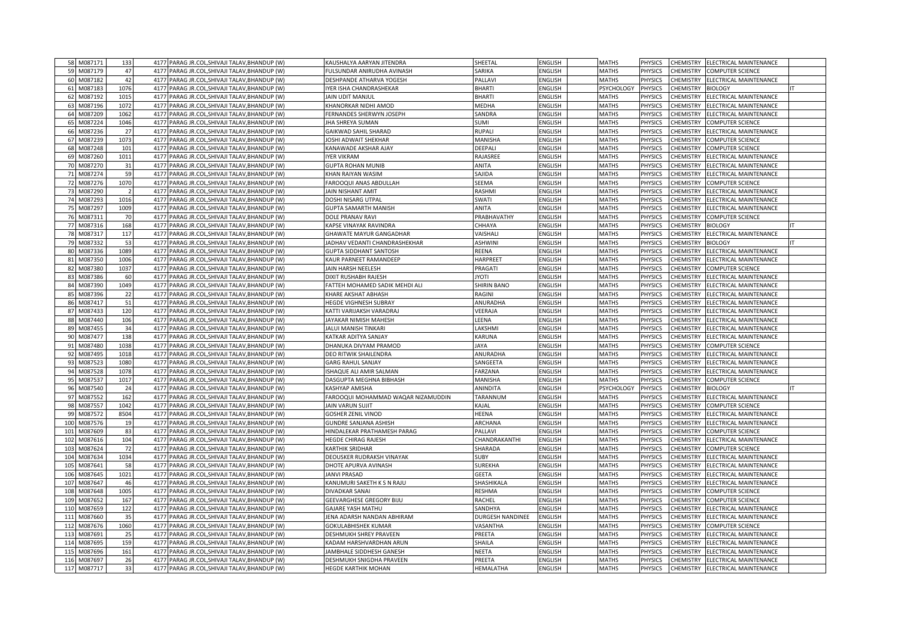| | | | | | | | | | | | | | |
|---|---|---|---|---|---|---|---|---|---|---|---|---|---|
| 58 | M087171 | 133 | 4177 | PARAG JR.COL,SHIVAJI TALAV,BHANDUP (W) | KAUSHALYA AARYAN JITENDRA | SHEETAL | ENGLISH | | MATHS | PHYSICS | CHEMISTRY | ELECTRICAL MAINTENANCE | |
| 59 | M087179 | 47 | 4177 | PARAG JR.COL,SHIVAJI TALAV,BHANDUP (W) | FULSUNDAR ANIRUDHA AVINASH | SARIKA | ENGLISH | | MATHS | PHYSICS | CHEMISTRY | COMPUTER SCIENCE | |
| 60 | M087182 | 42 | 4177 | PARAG JR.COL,SHIVAJI TALAV,BHANDUP (W) | DESHPANDE ATHARVA YOGESH | PALLAVI | ENGLISH | | MATHS | PHYSICS | CHEMISTRY | ELECTRICAL MAINTENANCE | |
| 61 | M087183 | 1076 | 4177 | PARAG JR.COL,SHIVAJI TALAV,BHANDUP (W) | IYER ISHA CHANDRASHEKAR | BHARTI | ENGLISH | | PSYCHOLOGY | PHYSICS | CHEMISTRY | BIOLOGY | IT |
| 62 | M087192 | 1015 | 4177 | PARAG JR.COL,SHIVAJI TALAV,BHANDUP (W) | JAIN UDIT MANJUL | BHARTI | ENGLISH | | MATHS | PHYSICS | CHEMISTRY | ELECTRICAL MAINTENANCE | |
| 63 | M087196 | 1072 | 4177 | PARAG JR.COL,SHIVAJI TALAV,BHANDUP (W) | KHANORKAR NIDHI AMOD | MEDHA | ENGLISH | | MATHS | PHYSICS | CHEMISTRY | ELECTRICAL MAINTENANCE | |
| 64 | M087209 | 1062 | 4177 | PARAG JR.COL,SHIVAJI TALAV,BHANDUP (W) | FERNANDES SHERWYN JOSEPH | SANDRA | ENGLISH | | MATHS | PHYSICS | CHEMISTRY | ELECTRICAL MAINTENANCE | |
| 65 | M087224 | 1046 | 4177 | PARAG JR.COL,SHIVAJI TALAV,BHANDUP (W) | JHA SHREYA SUMAN | SUMI | ENGLISH | | MATHS | PHYSICS | CHEMISTRY | COMPUTER SCIENCE | |
| 66 | M087236 | 27 | 4177 | PARAG JR.COL,SHIVAJI TALAV,BHANDUP (W) | GAIKWAD SAHIL SHARAD | RUPALI | ENGLISH | | MATHS | PHYSICS | CHEMISTRY | ELECTRICAL MAINTENANCE | |
| 67 | M087239 | 1073 | 4177 | PARAG JR.COL,SHIVAJI TALAV,BHANDUP (W) | JOSHI ADWAIT SHEKHAR | MANISHA | ENGLISH | | MATHS | PHYSICS | CHEMISTRY | COMPUTER SCIENCE | |
| 68 | M087248 | 101 | 4177 | PARAG JR.COL,SHIVAJI TALAV,BHANDUP (W) | KANAWADE AKSHAR AJAY | DEEPALI | ENGLISH | | MATHS | PHYSICS | CHEMISTRY | COMPUTER SCIENCE | |
| 69 | M087260 | 1011 | 4177 | PARAG JR.COL,SHIVAJI TALAV,BHANDUP (W) | IYER VIKRAM | RAJASREE | ENGLISH | | MATHS | PHYSICS | CHEMISTRY | ELECTRICAL MAINTENANCE | |
| 70 | M087270 | 31 | 4177 | PARAG JR.COL,SHIVAJI TALAV,BHANDUP (W) | GUPTA ROHAN MUNIB | ANITA | ENGLISH | | MATHS | PHYSICS | CHEMISTRY | ELECTRICAL MAINTENANCE | |
| 71 | M087274 | 59 | 4177 | PARAG JR.COL,SHIVAJI TALAV,BHANDUP (W) | KHAN RAIYAN WASIM | SAJIDA | ENGLISH | | MATHS | PHYSICS | CHEMISTRY | ELECTRICAL MAINTENANCE | |
| 72 | M087276 | 1070 | 4177 | PARAG JR.COL,SHIVAJI TALAV,BHANDUP (W) | FAROOQUI ANAS ABDULLAH | SEEMA | ENGLISH | | MATHS | PHYSICS | CHEMISTRY | COMPUTER SCIENCE | |
| 73 | M087290 | 2 | 4177 | PARAG JR.COL,SHIVAJI TALAV,BHANDUP (W) | JAIN NISHANT AMIT | RASHMI | ENGLISH | | MATHS | PHYSICS | CHEMISTRY | ELECTRICAL MAINTENANCE | |
| 74 | M087293 | 1016 | 4177 | PARAG JR.COL,SHIVAJI TALAV,BHANDUP (W) | DOSHI NISARG UTPAL | SWATI | ENGLISH | | MATHS | PHYSICS | CHEMISTRY | ELECTRICAL MAINTENANCE | |
| 75 | M087297 | 1009 | 4177 | PARAG JR.COL,SHIVAJI TALAV,BHANDUP (W) | GUPTA SAMARTH MANISH | ANITA | ENGLISH | | MATHS | PHYSICS | CHEMISTRY | ELECTRICAL MAINTENANCE | |
| 76 | M087311 | 70 | 4177 | PARAG JR.COL,SHIVAJI TALAV,BHANDUP (W) | DOLE PRANAV RAVI | PRABHAVATHY | ENGLISH | | MATHS | PHYSICS | CHEMISTRY | COMPUTER SCIENCE | |
| 77 | M087316 | 168 | 4177 | PARAG JR.COL,SHIVAJI TALAV,BHANDUP (W) | KAPSE VINAYAK RAVINDRA | CHHAYA | ENGLISH | | MATHS | PHYSICS | CHEMISTRY | BIOLOGY | IT |
| 78 | M087317 | 117 | 4177 | PARAG JR.COL,SHIVAJI TALAV,BHANDUP (W) | GHAWATE MAYUR GANGADHAR | VAISHALI | ENGLISH | | MATHS | PHYSICS | CHEMISTRY | ELECTRICAL MAINTENANCE | |
| 79 | M087332 | 53 | 4177 | PARAG JR.COL,SHIVAJI TALAV,BHANDUP (W) | JADHAV VEDANTI CHANDRASHEKHAR | ASHWINI | ENGLISH | | MATHS | PHYSICS | CHEMISTRY | BIOLOGY | IT |
| 80 | M087336 | 1089 | 4177 | PARAG JR.COL,SHIVAJI TALAV,BHANDUP (W) | GUPTA SIDDHANT SANTOSH | REENA | ENGLISH | | MATHS | PHYSICS | CHEMISTRY | ELECTRICAL MAINTENANCE | |
| 81 | M087350 | 1006 | 4177 | PARAG JR.COL,SHIVAJI TALAV,BHANDUP (W) | KAUR PARNEET RAMANDEEP | HARPREET | ENGLISH | | MATHS | PHYSICS | CHEMISTRY | ELECTRICAL MAINTENANCE | |
| 82 | M087380 | 1037 | 4177 | PARAG JR.COL,SHIVAJI TALAV,BHANDUP (W) | JAIN HARSH NEELESH | PRAGATI | ENGLISH | | MATHS | PHYSICS | CHEMISTRY | COMPUTER SCIENCE | |
| 83 | M087386 | 60 | 4177 | PARAG JR.COL,SHIVAJI TALAV,BHANDUP (W) | DIXIT RUSHABH RAJESH | JYOTI | ENGLISH | | MATHS | PHYSICS | CHEMISTRY | ELECTRICAL MAINTENANCE | |
| 84 | M087390 | 1049 | 4177 | PARAG JR.COL,SHIVAJI TALAV,BHANDUP (W) | FATTEH MOHAMED SADIK MEHDI ALI | SHIRIN BANO | ENGLISH | | MATHS | PHYSICS | CHEMISTRY | ELECTRICAL MAINTENANCE | |
| 85 | M087396 | 22 | 4177 | PARAG JR.COL,SHIVAJI TALAV,BHANDUP (W) | KHARE AKSHAT ABHASH | RAGINI | ENGLISH | | MATHS | PHYSICS | CHEMISTRY | ELECTRICAL MAINTENANCE | |
| 86 | M087417 | 51 | 4177 | PARAG JR.COL,SHIVAJI TALAV,BHANDUP (W) | HEGDE VIGHNESH SUBRAY | ANURADHA | ENGLISH | | MATHS | PHYSICS | CHEMISTRY | ELECTRICAL MAINTENANCE | |
| 87 | M087433 | 120 | 4177 | PARAG JR.COL,SHIVAJI TALAV,BHANDUP (W) | KATTI VARIJAKSH VARADRAJ | VEERAJA | ENGLISH | | MATHS | PHYSICS | CHEMISTRY | ELECTRICAL MAINTENANCE | |
| 88 | M087440 | 106 | 4177 | PARAG JR.COL,SHIVAJI TALAV,BHANDUP (W) | JAYAKAR NIMISH MAHESH | LEENA | ENGLISH | | MATHS | PHYSICS | CHEMISTRY | ELECTRICAL MAINTENANCE | |
| 89 | M087455 | 34 | 4177 | PARAG JR.COL,SHIVAJI TALAV,BHANDUP (W) | JALUI MANISH TINKARI | LAKSHMI | ENGLISH | | MATHS | PHYSICS | CHEMISTRY | ELECTRICAL MAINTENANCE | |
| 90 | M087477 | 138 | 4177 | PARAG JR.COL,SHIVAJI TALAV,BHANDUP (W) | KATKAR ADITYA SANJAY | KARUNA | ENGLISH | | MATHS | PHYSICS | CHEMISTRY | ELECTRICAL MAINTENANCE | |
| 91 | M087480 | 1038 | 4177 | PARAG JR.COL,SHIVAJI TALAV,BHANDUP (W) | DHANUKA DIVYAM PRAMOD | JAYA | ENGLISH | | MATHS | PHYSICS | CHEMISTRY | COMPUTER SCIENCE | |
| 92 | M087495 | 1018 | 4177 | PARAG JR.COL,SHIVAJI TALAV,BHANDUP (W) | DEO RITWIK SHAILENDRA | ANURADHA | ENGLISH | | MATHS | PHYSICS | CHEMISTRY | ELECTRICAL MAINTENANCE | |
| 93 | M087523 | 1080 | 4177 | PARAG JR.COL,SHIVAJI TALAV,BHANDUP (W) | GARG RAHUL SANJAY | SANGEETA | ENGLISH | | MATHS | PHYSICS | CHEMISTRY | ELECTRICAL MAINTENANCE | |
| 94 | M087528 | 1078 | 4177 | PARAG JR.COL,SHIVAJI TALAV,BHANDUP (W) | ISHAQUE ALI AMIR SALMAN | FARZANA | ENGLISH | | MATHS | PHYSICS | CHEMISTRY | ELECTRICAL MAINTENANCE | |
| 95 | M087537 | 1017 | 4177 | PARAG JR.COL,SHIVAJI TALAV,BHANDUP (W) | DASGUPTA MEGHNA BIBHASH | MANISHA | ENGLISH | | MATHS | PHYSICS | CHEMISTRY | COMPUTER SCIENCE | |
| 96 | M087540 | 24 | 4177 | PARAG JR.COL,SHIVAJI TALAV,BHANDUP (W) | KASHYAP AMISHA | ANINDITA | ENGLISH | | PSYCHOLOGY | PHYSICS | CHEMISTRY | BIOLOGY | IT |
| 97 | M087552 | 162 | 4177 | PARAG JR.COL,SHIVAJI TALAV,BHANDUP (W) | FAROOQUI MOHAMMAD WAQAR NIZAMUDDIN | TARANNUM | ENGLISH | | MATHS | PHYSICS | CHEMISTRY | ELECTRICAL MAINTENANCE | |
| 98 | M087557 | 1042 | 4177 | PARAG JR.COL,SHIVAJI TALAV,BHANDUP (W) | JAIN VARUN SUJIT | KAJAL | ENGLISH | | MATHS | PHYSICS | CHEMISTRY | COMPUTER SCIENCE | |
| 99 | M087572 | 8504 | 4177 | PARAG JR.COL,SHIVAJI TALAV,BHANDUP (W) | GOSHER ZENIL VINOD | HEENA | ENGLISH | | MATHS | PHYSICS | CHEMISTRY | ELECTRICAL MAINTENANCE | |
| 100 | M087576 | 19 | 4177 | PARAG JR.COL,SHIVAJI TALAV,BHANDUP (W) | GUNDRE SANJANA ASHISH | ARCHANA | ENGLISH | | MATHS | PHYSICS | CHEMISTRY | ELECTRICAL MAINTENANCE | |
| 101 | M087609 | 83 | 4177 | PARAG JR.COL,SHIVAJI TALAV,BHANDUP (W) | HINDALEKAR PRATHAMESH PARAG | PALLAVI | ENGLISH | | MATHS | PHYSICS | CHEMISTRY | COMPUTER SCIENCE | |
| 102 | M087616 | 104 | 4177 | PARAG JR.COL,SHIVAJI TALAV,BHANDUP (W) | HEGDE CHIRAG RAJESH | CHANDRAKANTHI | ENGLISH | | MATHS | PHYSICS | CHEMISTRY | ELECTRICAL MAINTENANCE | |
| 103 | M087624 | 72 | 4177 | PARAG JR.COL,SHIVAJI TALAV,BHANDUP (W) | KARTHIK SRIDHAR | SHARADA | ENGLISH | | MATHS | PHYSICS | CHEMISTRY | COMPUTER SCIENCE | |
| 104 | M087634 | 1034 | 4177 | PARAG JR.COL,SHIVAJI TALAV,BHANDUP (W) | DEOUSKER RUDRAKSH VINAYAK | SUBY | ENGLISH | | MATHS | PHYSICS | CHEMISTRY | ELECTRICAL MAINTENANCE | |
| 105 | M087641 | 58 | 4177 | PARAG JR.COL,SHIVAJI TALAV,BHANDUP (W) | DHOTE APURVA AVINASH | SUREKHA | ENGLISH | | MATHS | PHYSICS | CHEMISTRY | ELECTRICAL MAINTENANCE | |
| 106 | M087645 | 1021 | 4177 | PARAG JR.COL,SHIVAJI TALAV,BHANDUP (W) | JANVI PRASAD | GEETA | ENGLISH | | MATHS | PHYSICS | CHEMISTRY | ELECTRICAL MAINTENANCE | |
| 107 | M087647 | 46 | 4177 | PARAG JR.COL,SHIVAJI TALAV,BHANDUP (W) | KANUMURI SAKETH K S N RAJU | SHASHIKALA | ENGLISH | | MATHS | PHYSICS | CHEMISTRY | ELECTRICAL MAINTENANCE | |
| 108 | M087648 | 1005 | 4177 | PARAG JR.COL,SHIVAJI TALAV,BHANDUP (W) | DIVADKAR SANAI | RESHMA | ENGLISH | | MATHS | PHYSICS | CHEMISTRY | COMPUTER SCIENCE | |
| 109 | M087652 | 167 | 4177 | PARAG JR.COL,SHIVAJI TALAV,BHANDUP (W) | GEEVARGHESE GREGORY BIJU | RACHEL | ENGLISH | | MATHS | PHYSICS | CHEMISTRY | COMPUTER SCIENCE | |
| 110 | M087659 | 122 | 4177 | PARAG JR.COL,SHIVAJI TALAV,BHANDUP (W) | GAJARE YASH MATHU | SANDHYA | ENGLISH | | MATHS | PHYSICS | CHEMISTRY | ELECTRICAL MAINTENANCE | |
| 111 | M087660 | 35 | 4177 | PARAG JR.COL,SHIVAJI TALAV,BHANDUP (W) | JENA ADARSH NANDAN ABHIRAM | DURGESH NANDINEE | ENGLISH | | MATHS | PHYSICS | CHEMISTRY | ELECTRICAL MAINTENANCE | |
| 112 | M087676 | 1060 | 4177 | PARAG JR.COL,SHIVAJI TALAV,BHANDUP (W) | GOKULABHISHEK KUMAR | VASANTHA | ENGLISH | | MATHS | PHYSICS | CHEMISTRY | COMPUTER SCIENCE | |
| 113 | M087691 | 25 | 4177 | PARAG JR.COL,SHIVAJI TALAV,BHANDUP (W) | DESHMUKH SHREY PRAVEEN | PREETA | ENGLISH | | MATHS | PHYSICS | CHEMISTRY | ELECTRICAL MAINTENANCE | |
| 114 | M087695 | 159 | 4177 | PARAG JR.COL,SHIVAJI TALAV,BHANDUP (W) | KADAM HARSHVARDHAN ARUN | SHAILA | ENGLISH | | MATHS | PHYSICS | CHEMISTRY | ELECTRICAL MAINTENANCE | |
| 115 | M087696 | 161 | 4177 | PARAG JR.COL,SHIVAJI TALAV,BHANDUP (W) | JAMBHALE SIDDHESH GANESH | NEETA | ENGLISH | | MATHS | PHYSICS | CHEMISTRY | ELECTRICAL MAINTENANCE | |
| 116 | M087697 | 26 | 4177 | PARAG JR.COL,SHIVAJI TALAV,BHANDUP (W) | DESHMUKH SNIGDHA PRAVEEN | PREETA | ENGLISH | | MATHS | PHYSICS | CHEMISTRY | ELECTRICAL MAINTENANCE | |
| 117 | M087717 | 33 | 4177 | PARAG JR.COL,SHIVAJI TALAV,BHANDUP (W) | HEGDE KARTHIK MOHAN | HEMALATHA | ENGLISH | | MATHS | PHYSICS | CHEMISTRY | ELECTRICAL MAINTENANCE | |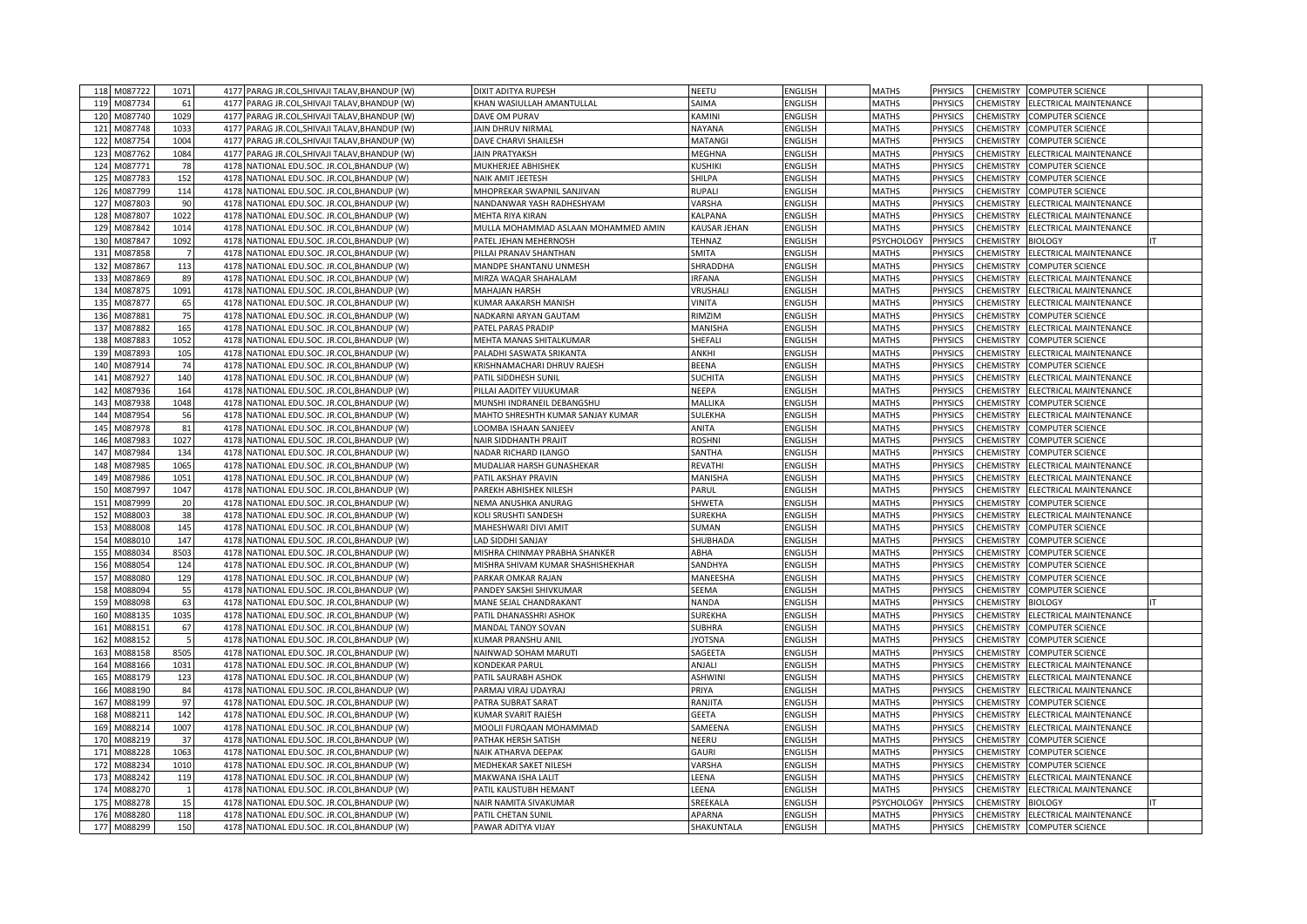| | | | | | | | | | | | | |
|---|---|---|---|---|---|---|---|---|---|---|---|---|
| 118 | M087722 | 1071 | 4177 | PARAG JR.COL,SHIVAJI TALAV,BHANDUP (W) | DIXIT ADITYA RUPESH | NEETU | ENGLISH | MATHS | PHYSICS | CHEMISTRY | COMPUTER SCIENCE | |
| 119 | M087734 | 61 | 4177 | PARAG JR.COL,SHIVAJI TALAV,BHANDUP (W) | KHAN WASIULLAH AMANTULLAL | SAIMA | ENGLISH | MATHS | PHYSICS | CHEMISTRY | ELECTRICAL MAINTENANCE | |
| 120 | M087740 | 1029 | 4177 | PARAG JR.COL,SHIVAJI TALAV,BHANDUP (W) | DAVE OM PURAV | KAMINI | ENGLISH | MATHS | PHYSICS | CHEMISTRY | COMPUTER SCIENCE | |
| 121 | M087748 | 1033 | 4177 | PARAG JR.COL,SHIVAJI TALAV,BHANDUP (W) | JAIN DHRUV NIRMAL | NAYANA | ENGLISH | MATHS | PHYSICS | CHEMISTRY | COMPUTER SCIENCE | |
| 122 | M087754 | 1004 | 4177 | PARAG JR.COL,SHIVAJI TALAV,BHANDUP (W) | DAVE CHARVI SHAILESH | MATANGI | ENGLISH | MATHS | PHYSICS | CHEMISTRY | COMPUTER SCIENCE | |
| 123 | M087762 | 1084 | 4177 | PARAG JR.COL,SHIVAJI TALAV,BHANDUP (W) | JAIN PRATYAKSH | MEGHNA | ENGLISH | MATHS | PHYSICS | CHEMISTRY | ELECTRICAL MAINTENANCE | |
| 124 | M087771 | 78 | 4178 | NATIONAL EDU.SOC. JR.COL,BHANDUP (W) | MUKHERJEE ABHISHEK | KUSHIKI | ENGLISH | MATHS | PHYSICS | CHEMISTRY | COMPUTER SCIENCE | |
| 125 | M087783 | 152 | 4178 | NATIONAL EDU.SOC. JR.COL,BHANDUP (W) | NAIK AMIT JEETESH | SHILPA | ENGLISH | MATHS | PHYSICS | CHEMISTRY | COMPUTER SCIENCE | |
| 126 | M087799 | 114 | 4178 | NATIONAL EDU.SOC. JR.COL,BHANDUP (W) | MHOPREKAR SWAPNIL SANJIVAN | RUPALI | ENGLISH | MATHS | PHYSICS | CHEMISTRY | COMPUTER SCIENCE | |
| 127 | M087803 | 90 | 4178 | NATIONAL EDU.SOC. JR.COL,BHANDUP (W) | NANDANWAR YASH RADHESHYAM | VARSHA | ENGLISH | MATHS | PHYSICS | CHEMISTRY | ELECTRICAL MAINTENANCE | |
| 128 | M087807 | 1022 | 4178 | NATIONAL EDU.SOC. JR.COL,BHANDUP (W) | MEHTA RIYA KIRAN | KALPANA | ENGLISH | MATHS | PHYSICS | CHEMISTRY | ELECTRICAL MAINTENANCE | |
| 129 | M087842 | 1014 | 4178 | NATIONAL EDU.SOC. JR.COL,BHANDUP (W) | MULLA MOHAMMAD ASLAAN MOHAMMED AMIN | KAUSAR JEHAN | ENGLISH | MATHS | PHYSICS | CHEMISTRY | ELECTRICAL MAINTENANCE | |
| 130 | M087847 | 1092 | 4178 | NATIONAL EDU.SOC. JR.COL,BHANDUP (W) | PATEL JEHAN MEHERNOSH | TEHNAZ | ENGLISH | PSYCHOLOGY | PHYSICS | CHEMISTRY | BIOLOGY | IT |
| 131 | M087858 | 7 | 4178 | NATIONAL EDU.SOC. JR.COL,BHANDUP (W) | PILLAI PRANAV SHANTHAN | SMITA | ENGLISH | MATHS | PHYSICS | CHEMISTRY | ELECTRICAL MAINTENANCE | |
| 132 | M087867 | 113 | 4178 | NATIONAL EDU.SOC. JR.COL,BHANDUP (W) | MANDPE SHANTANU UNMESH | SHRADDHA | ENGLISH | MATHS | PHYSICS | CHEMISTRY | COMPUTER SCIENCE | |
| 133 | M087869 | 89 | 4178 | NATIONAL EDU.SOC. JR.COL,BHANDUP (W) | MIRZA WAQAR SHAHALAM | IRFANA | ENGLISH | MATHS | PHYSICS | CHEMISTRY | ELECTRICAL MAINTENANCE | |
| 134 | M087875 | 1091 | 4178 | NATIONAL EDU.SOC. JR.COL,BHANDUP (W) | MAHAJAN HARSH | VRUSHALI | ENGLISH | MATHS | PHYSICS | CHEMISTRY | ELECTRICAL MAINTENANCE | |
| 135 | M087877 | 65 | 4178 | NATIONAL EDU.SOC. JR.COL,BHANDUP (W) | KUMAR AAKARSH MANISH | VINITA | ENGLISH | MATHS | PHYSICS | CHEMISTRY | ELECTRICAL MAINTENANCE | |
| 136 | M087881 | 75 | 4178 | NATIONAL EDU.SOC. JR.COL,BHANDUP (W) | NADKARNI ARYAN GAUTAM | RIMZIM | ENGLISH | MATHS | PHYSICS | CHEMISTRY | COMPUTER SCIENCE | |
| 137 | M087882 | 165 | 4178 | NATIONAL EDU.SOC. JR.COL,BHANDUP (W) | PATEL PARAS PRADIP | MANISHA | ENGLISH | MATHS | PHYSICS | CHEMISTRY | ELECTRICAL MAINTENANCE | |
| 138 | M087883 | 1052 | 4178 | NATIONAL EDU.SOC. JR.COL,BHANDUP (W) | MEHTA MANAS SHITALKUMAR | SHEFALI | ENGLISH | MATHS | PHYSICS | CHEMISTRY | COMPUTER SCIENCE | |
| 139 | M087893 | 105 | 4178 | NATIONAL EDU.SOC. JR.COL,BHANDUP (W) | PALADHI SASWATA SRIKANTA | ANKHI | ENGLISH | MATHS | PHYSICS | CHEMISTRY | ELECTRICAL MAINTENANCE | |
| 140 | M087914 | 74 | 4178 | NATIONAL EDU.SOC. JR.COL,BHANDUP (W) | KRISHNAMACHARI DHRUV RAJESH | BEENA | ENGLISH | MATHS | PHYSICS | CHEMISTRY | COMPUTER SCIENCE | |
| 141 | M087927 | 140 | 4178 | NATIONAL EDU.SOC. JR.COL,BHANDUP (W) | PATIL SIDDHESH SUNIL | SUCHITA | ENGLISH | MATHS | PHYSICS | CHEMISTRY | ELECTRICAL MAINTENANCE | |
| 142 | M087936 | 164 | 4178 | NATIONAL EDU.SOC. JR.COL,BHANDUP (W) | PILLAI AADITEY VIJUKUMAR | NEEPA | ENGLISH | MATHS | PHYSICS | CHEMISTRY | ELECTRICAL MAINTENANCE | |
| 143 | M087938 | 1048 | 4178 | NATIONAL EDU.SOC. JR.COL,BHANDUP (W) | MUNSHI INDRANEIL DEBANGSHU | MALLIKA | ENGLISH | MATHS | PHYSICS | CHEMISTRY | COMPUTER SCIENCE | |
| 144 | M087954 | 56 | 4178 | NATIONAL EDU.SOC. JR.COL,BHANDUP (W) | MAHTO SHRESHTH KUMAR SANJAY KUMAR | SULEKHA | ENGLISH | MATHS | PHYSICS | CHEMISTRY | ELECTRICAL MAINTENANCE | |
| 145 | M087978 | 81 | 4178 | NATIONAL EDU.SOC. JR.COL,BHANDUP (W) | LOOMBA ISHAAN SANJEEV | ANITA | ENGLISH | MATHS | PHYSICS | CHEMISTRY | COMPUTER SCIENCE | |
| 146 | M087983 | 1027 | 4178 | NATIONAL EDU.SOC. JR.COL,BHANDUP (W) | NAIR SIDDHANTH PRAJIT | ROSHNI | ENGLISH | MATHS | PHYSICS | CHEMISTRY | COMPUTER SCIENCE | |
| 147 | M087984 | 134 | 4178 | NATIONAL EDU.SOC. JR.COL,BHANDUP (W) | NADAR RICHARD ILANGO | SANTHA | ENGLISH | MATHS | PHYSICS | CHEMISTRY | COMPUTER SCIENCE | |
| 148 | M087985 | 1065 | 4178 | NATIONAL EDU.SOC. JR.COL,BHANDUP (W) | MUDALIAR HARSH GUNASHEKAR | REVATHI | ENGLISH | MATHS | PHYSICS | CHEMISTRY | ELECTRICAL MAINTENANCE | |
| 149 | M087986 | 1051 | 4178 | NATIONAL EDU.SOC. JR.COL,BHANDUP (W) | PATIL AKSHAY PRAVIN | MANISHA | ENGLISH | MATHS | PHYSICS | CHEMISTRY | ELECTRICAL MAINTENANCE | |
| 150 | M087997 | 1047 | 4178 | NATIONAL EDU.SOC. JR.COL,BHANDUP (W) | PAREKH ABHISHEK NILESH | PARUL | ENGLISH | MATHS | PHYSICS | CHEMISTRY | ELECTRICAL MAINTENANCE | |
| 151 | M087999 | 20 | 4178 | NATIONAL EDU.SOC. JR.COL,BHANDUP (W) | NEMA ANUSHKA ANURAG | SHWETA | ENGLISH | MATHS | PHYSICS | CHEMISTRY | COMPUTER SCIENCE | |
| 152 | M088003 | 38 | 4178 | NATIONAL EDU.SOC. JR.COL,BHANDUP (W) | KOLI SRUSHTI SANDESH | SUREKHA | ENGLISH | MATHS | PHYSICS | CHEMISTRY | ELECTRICAL MAINTENANCE | |
| 153 | M088008 | 145 | 4178 | NATIONAL EDU.SOC. JR.COL,BHANDUP (W) | MAHESHWARI DIVI AMIT | SUMAN | ENGLISH | MATHS | PHYSICS | CHEMISTRY | COMPUTER SCIENCE | |
| 154 | M088010 | 147 | 4178 | NATIONAL EDU.SOC. JR.COL,BHANDUP (W) | LAD SIDDHI SANJAY | SHUBHADA | ENGLISH | MATHS | PHYSICS | CHEMISTRY | COMPUTER SCIENCE | |
| 155 | M088034 | 8503 | 4178 | NATIONAL EDU.SOC. JR.COL,BHANDUP (W) | MISHRA CHINMAY PRABHA SHANKER | ABHA | ENGLISH | MATHS | PHYSICS | CHEMISTRY | COMPUTER SCIENCE | |
| 156 | M088054 | 124 | 4178 | NATIONAL EDU.SOC. JR.COL,BHANDUP (W) | MISHRA SHIVAM KUMAR SHASHISHEKHAR | SANDHYA | ENGLISH | MATHS | PHYSICS | CHEMISTRY | COMPUTER SCIENCE | |
| 157 | M088080 | 129 | 4178 | NATIONAL EDU.SOC. JR.COL,BHANDUP (W) | PARKAR OMKAR RAJAN | MANEESHA | ENGLISH | MATHS | PHYSICS | CHEMISTRY | COMPUTER SCIENCE | |
| 158 | M088094 | 55 | 4178 | NATIONAL EDU.SOC. JR.COL,BHANDUP (W) | PANDEY SAKSHI SHIVKUMAR | SEEMA | ENGLISH | MATHS | PHYSICS | CHEMISTRY | COMPUTER SCIENCE | |
| 159 | M088098 | 63 | 4178 | NATIONAL EDU.SOC. JR.COL,BHANDUP (W) | MANE SEJAL CHANDRAKANT | NANDA | ENGLISH | MATHS | PHYSICS | CHEMISTRY | BIOLOGY | IT |
| 160 | M088135 | 1035 | 4178 | NATIONAL EDU.SOC. JR.COL,BHANDUP (W) | PATIL DHANASSHRI ASHOK | SUREKHA | ENGLISH | MATHS | PHYSICS | CHEMISTRY | ELECTRICAL MAINTENANCE | |
| 161 | M088151 | 67 | 4178 | NATIONAL EDU.SOC. JR.COL,BHANDUP (W) | MANDAL TANOY SOVAN | SUBHRA | ENGLISH | MATHS | PHYSICS | CHEMISTRY | COMPUTER SCIENCE | |
| 162 | M088152 | 5 | 4178 | NATIONAL EDU.SOC. JR.COL,BHANDUP (W) | KUMAR PRANSHU ANIL | JYOTSNA | ENGLISH | MATHS | PHYSICS | CHEMISTRY | COMPUTER SCIENCE | |
| 163 | M088158 | 8505 | 4178 | NATIONAL EDU.SOC. JR.COL,BHANDUP (W) | NAINWAD SOHAM MARUTI | SAGEETA | ENGLISH | MATHS | PHYSICS | CHEMISTRY | COMPUTER SCIENCE | |
| 164 | M088166 | 1031 | 4178 | NATIONAL EDU.SOC. JR.COL,BHANDUP (W) | KONDEKAR PARUL | ANJALI | ENGLISH | MATHS | PHYSICS | CHEMISTRY | ELECTRICAL MAINTENANCE | |
| 165 | M088179 | 123 | 4178 | NATIONAL EDU.SOC. JR.COL,BHANDUP (W) | PATIL SAURABH ASHOK | ASHWINI | ENGLISH | MATHS | PHYSICS | CHEMISTRY | ELECTRICAL MAINTENANCE | |
| 166 | M088190 | 84 | 4178 | NATIONAL EDU.SOC. JR.COL,BHANDUP (W) | PARMAJ VIRAJ UDAYRAJ | PRIYA | ENGLISH | MATHS | PHYSICS | CHEMISTRY | ELECTRICAL MAINTENANCE | |
| 167 | M088199 | 97 | 4178 | NATIONAL EDU.SOC. JR.COL,BHANDUP (W) | PATRA SUBRAT SARAT | RANJITA | ENGLISH | MATHS | PHYSICS | CHEMISTRY | COMPUTER SCIENCE | |
| 168 | M088211 | 142 | 4178 | NATIONAL EDU.SOC. JR.COL,BHANDUP (W) | KUMAR SVARIT RAJESH | GEETA | ENGLISH | MATHS | PHYSICS | CHEMISTRY | ELECTRICAL MAINTENANCE | |
| 169 | M088214 | 1007 | 4178 | NATIONAL EDU.SOC. JR.COL,BHANDUP (W) | MOOLJI FURQAAN MOHAMMAD | SAMEENA | ENGLISH | MATHS | PHYSICS | CHEMISTRY | ELECTRICAL MAINTENANCE | |
| 170 | M088219 | 37 | 4178 | NATIONAL EDU.SOC. JR.COL,BHANDUP (W) | PATHAK HERSH SATISH | NEERU | ENGLISH | MATHS | PHYSICS | CHEMISTRY | COMPUTER SCIENCE | |
| 171 | M088228 | 1063 | 4178 | NATIONAL EDU.SOC. JR.COL,BHANDUP (W) | NAIK ATHARVA DEEPAK | GAURI | ENGLISH | MATHS | PHYSICS | CHEMISTRY | COMPUTER SCIENCE | |
| 172 | M088234 | 1010 | 4178 | NATIONAL EDU.SOC. JR.COL,BHANDUP (W) | MEDHEKAR SAKET NILESH | VARSHA | ENGLISH | MATHS | PHYSICS | CHEMISTRY | COMPUTER SCIENCE | |
| 173 | M088242 | 119 | 4178 | NATIONAL EDU.SOC. JR.COL,BHANDUP (W) | MAKWANA ISHA LALIT | LEENA | ENGLISH | MATHS | PHYSICS | CHEMISTRY | ELECTRICAL MAINTENANCE | |
| 174 | M088270 | 1 | 4178 | NATIONAL EDU.SOC. JR.COL,BHANDUP (W) | PATIL KAUSTUBH HEMANT | LEENA | ENGLISH | MATHS | PHYSICS | CHEMISTRY | ELECTRICAL MAINTENANCE | |
| 175 | M088278 | 15 | 4178 | NATIONAL EDU.SOC. JR.COL,BHANDUP (W) | NAIR NAMITA SIVAKUMAR | SREEKALA | ENGLISH | PSYCHOLOGY | PHYSICS | CHEMISTRY | BIOLOGY | IT |
| 176 | M088280 | 118 | 4178 | NATIONAL EDU.SOC. JR.COL,BHANDUP (W) | PATIL CHETAN SUNIL | APARNA | ENGLISH | MATHS | PHYSICS | CHEMISTRY | ELECTRICAL MAINTENANCE | |
| 177 | M088299 | 150 | 4178 | NATIONAL EDU.SOC. JR.COL,BHANDUP (W) | PAWAR ADITYA VIJAY | SHAKUNTALA | ENGLISH | MATHS | PHYSICS | CHEMISTRY | COMPUTER SCIENCE | |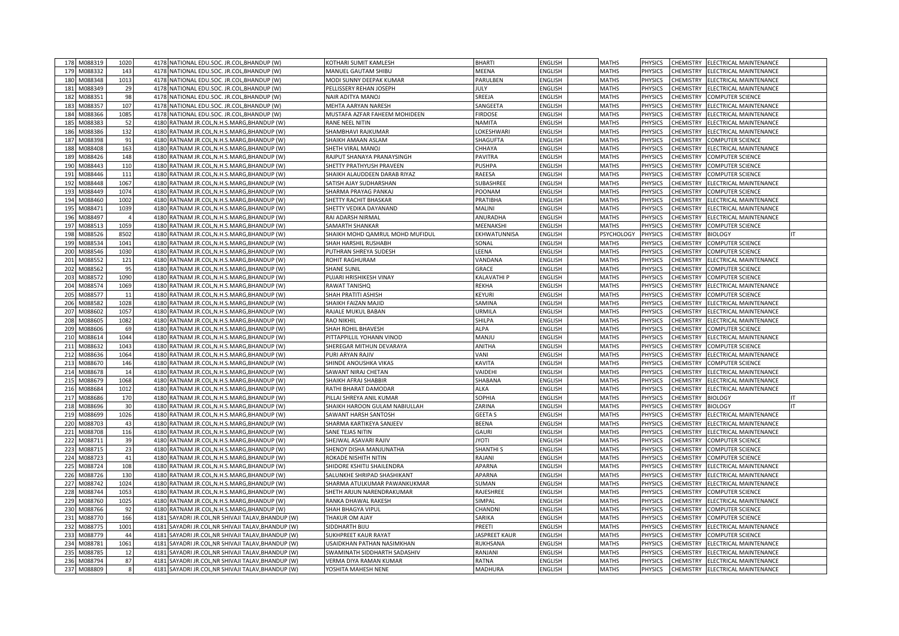| | | | | | | | | | | | | |
|---|---|---|---|---|---|---|---|---|---|---|---|---|
| 178 | M088319 | 1020 | 4178 NATIONAL EDU.SOC. JR.COL,BHANDUP (W) | KOTHARI SUMIT KAMLESH | BHARTI | ENGLISH | | MATHS | PHYSICS | CHEMISTRY | ELECTRICAL MAINTENANCE | |
| 179 | M088332 | 143 | 4178 NATIONAL EDU.SOC. JR.COL,BHANDUP (W) | MANUEL GAUTAM SHIBU | MEENA | ENGLISH | | MATHS | PHYSICS | CHEMISTRY | ELECTRICAL MAINTENANCE | |
| 180 | M088348 | 1013 | 4178 NATIONAL EDU.SOC. JR.COL,BHANDUP (W) | MODI SUNNY DEEPAK KUMAR | PARULBEN | ENGLISH | | MATHS | PHYSICS | CHEMISTRY | ELECTRICAL MAINTENANCE | |
| 181 | M088349 | 29 | 4178 NATIONAL EDU.SOC. JR.COL,BHANDUP (W) | PELLISSERY REHAN JOSEPH | JULY | ENGLISH | | MATHS | PHYSICS | CHEMISTRY | ELECTRICAL MAINTENANCE | |
| 182 | M088351 | 98 | 4178 NATIONAL EDU.SOC. JR.COL,BHANDUP (W) | NAIR ADITYA MANOJ | SREEJA | ENGLISH | | MATHS | PHYSICS | CHEMISTRY | COMPUTER SCIENCE | |
| 183 | M088357 | 107 | 4178 NATIONAL EDU.SOC. JR.COL,BHANDUP (W) | MEHTA AARYAN NARESH | SANGEETA | ENGLISH | | MATHS | PHYSICS | CHEMISTRY | ELECTRICAL MAINTENANCE | |
| 184 | M088366 | 1085 | 4178 NATIONAL EDU.SOC. JR.COL,BHANDUP (W) | MUSTAFA AZFAR FAHEEM MOHIDEEN | FIRDOSE | ENGLISH | | MATHS | PHYSICS | CHEMISTRY | ELECTRICAL MAINTENANCE | |
| 185 | M088383 | 52 | 4180 RATNAM JR.COL,N.H.S.MARG,BHANDUP (W) | RANE NEEL NITIN | NAMITA | ENGLISH | | MATHS | PHYSICS | CHEMISTRY | ELECTRICAL MAINTENANCE | |
| 186 | M088386 | 132 | 4180 RATNAM JR.COL,N.H.S.MARG,BHANDUP (W) | SHAMBHAVI RAJKUMAR | LOKESHWARI | ENGLISH | | MATHS | PHYSICS | CHEMISTRY | ELECTRICAL MAINTENANCE | |
| 187 | M088398 | 91 | 4180 RATNAM JR.COL,N.H.S.MARG,BHANDUP (W) | SHAIKH AMAAN ASLAM | SHAGUFTA | ENGLISH | | MATHS | PHYSICS | CHEMISTRY | COMPUTER SCIENCE | |
| 188 | M088408 | 163 | 4180 RATNAM JR.COL,N.H.S.MARG,BHANDUP (W) | SHETH VIRAL MANOJ | CHHAYA | ENGLISH | | MATHS | PHYSICS | CHEMISTRY | ELECTRICAL MAINTENANCE | |
| 189 | M088426 | 148 | 4180 RATNAM JR.COL,N.H.S.MARG,BHANDUP (W) | RAJPUT SHANAYA PRANAYSINGH | PAVITRA | ENGLISH | | MATHS | PHYSICS | CHEMISTRY | COMPUTER SCIENCE | |
| 190 | M088443 | 110 | 4180 RATNAM JR.COL,N.H.S.MARG,BHANDUP (W) | SHETTY PRATHYUSH PRAVEEN | PUSHPA | ENGLISH | | MATHS | PHYSICS | CHEMISTRY | COMPUTER SCIENCE | |
| 191 | M088446 | 111 | 4180 RATNAM JR.COL,N.H.S.MARG,BHANDUP (W) | SHAIKH ALAUDDEEN DARAB RIYAZ | RAEESA | ENGLISH | | MATHS | PHYSICS | CHEMISTRY | COMPUTER SCIENCE | |
| 192 | M088448 | 1067 | 4180 RATNAM JR.COL,N.H.S.MARG,BHANDUP (W) | SATISH AJAY SUDHARSHAN | SUBASHREE | ENGLISH | | MATHS | PHYSICS | CHEMISTRY | ELECTRICAL MAINTENANCE | |
| 193 | M088449 | 1074 | 4180 RATNAM JR.COL,N.H.S.MARG,BHANDUP (W) | SHARMA PRAYAG PANKAJ | POONAM | ENGLISH | | MATHS | PHYSICS | CHEMISTRY | COMPUTER SCIENCE | |
| 194 | M088460 | 1002 | 4180 RATNAM JR.COL,N.H.S.MARG,BHANDUP (W) | SHETTY RACHIT BHASKAR | PRATIBHA | ENGLISH | | MATHS | PHYSICS | CHEMISTRY | ELECTRICAL MAINTENANCE | |
| 195 | M088471 | 1039 | 4180 RATNAM JR.COL,N.H.S.MARG,BHANDUP (W) | SHETTY VEDIKA DAYANAND | MALINI | ENGLISH | | MATHS | PHYSICS | CHEMISTRY | ELECTRICAL MAINTENANCE | |
| 196 | M088497 | 4 | 4180 RATNAM JR.COL,N.H.S.MARG,BHANDUP (W) | RAI ADARSH NIRMAL | ANURADHA | ENGLISH | | MATHS | PHYSICS | CHEMISTRY | ELECTRICAL MAINTENANCE | |
| 197 | M088513 | 1059 | 4180 RATNAM JR.COL,N.H.S.MARG,BHANDUP (W) | SAMARTH SHANKAR | MEENAKSHI | ENGLISH | | MATHS | PHYSICS | CHEMISTRY | COMPUTER SCIENCE | |
| 198 | M088526 | 8502 | 4180 RATNAM JR.COL,N.H.S.MARG,BHANDUP (W) | SHAIKH MOHD QAMRUL MOHD MUFIDUL | EKHWATUNNISA | ENGLISH | | PSYCHOLOGY | PHYSICS | CHEMISTRY | BIOLOGY | IT |
| 199 | M088534 | 1041 | 4180 RATNAM JR.COL,N.H.S.MARG,BHANDUP (W) | SHAH HARSHIL RUSHABH | SONAL | ENGLISH | | MATHS | PHYSICS | CHEMISTRY | COMPUTER SCIENCE | |
| 200 | M088546 | 1030 | 4180 RATNAM JR.COL,N.H.S.MARG,BHANDUP (W) | PUTHRAN SHREYA SUDESH | LEENA | ENGLISH | | MATHS | PHYSICS | CHEMISTRY | COMPUTER SCIENCE | |
| 201 | M088552 | 121 | 4180 RATNAM JR.COL,N.H.S.MARG,BHANDUP (W) | ROHIT RAGHURAM | VANDANA | ENGLISH | | MATHS | PHYSICS | CHEMISTRY | ELECTRICAL MAINTENANCE | |
| 202 | M088562 | 95 | 4180 RATNAM JR.COL,N.H.S.MARG,BHANDUP (W) | SHANE SUNIL | GRACE | ENGLISH | | MATHS | PHYSICS | CHEMISTRY | COMPUTER SCIENCE | |
| 203 | M088572 | 1090 | 4180 RATNAM JR.COL,N.H.S.MARG,BHANDUP (W) | PUJARI HRISHIKESH VINAY | KALAVATHI P | ENGLISH | | MATHS | PHYSICS | CHEMISTRY | COMPUTER SCIENCE | |
| 204 | M088574 | 1069 | 4180 RATNAM JR.COL,N.H.S.MARG,BHANDUP (W) | RAWAT TANISHQ | REKHA | ENGLISH | | MATHS | PHYSICS | CHEMISTRY | ELECTRICAL MAINTENANCE | |
| 205 | M088577 | 11 | 4180 RATNAM JR.COL,N.H.S.MARG,BHANDUP (W) | SHAH PRATITI ASHISH | KEYURI | ENGLISH | | MATHS | PHYSICS | CHEMISTRY | COMPUTER SCIENCE | |
| 206 | M088582 | 1028 | 4180 RATNAM JR.COL,N.H.S.MARG,BHANDUP (W) | SHAIKH FAIZAN MAJID | SAMINA | ENGLISH | | MATHS | PHYSICS | CHEMISTRY | ELECTRICAL MAINTENANCE | |
| 207 | M088602 | 1057 | 4180 RATNAM JR.COL,N.H.S.MARG,BHANDUP (W) | RAJALE MUKUL BABAN | URMILA | ENGLISH | | MATHS | PHYSICS | CHEMISTRY | ELECTRICAL MAINTENANCE | |
| 208 | M088605 | 1082 | 4180 RATNAM JR.COL,N.H.S.MARG,BHANDUP (W) | RAO NIKHIL | SHILPA | ENGLISH | | MATHS | PHYSICS | CHEMISTRY | ELECTRICAL MAINTENANCE | |
| 209 | M088606 | 69 | 4180 RATNAM JR.COL,N.H.S.MARG,BHANDUP (W) | SHAH ROHIL BHAVESH | ALPA | ENGLISH | | MATHS | PHYSICS | CHEMISTRY | COMPUTER SCIENCE | |
| 210 | M088614 | 1044 | 4180 RATNAM JR.COL,N.H.S.MARG,BHANDUP (W) | PITTAPPILLIL YOHANN VINOD | MANJU | ENGLISH | | MATHS | PHYSICS | CHEMISTRY | ELECTRICAL MAINTENANCE | |
| 211 | M088632 | 1043 | 4180 RATNAM JR.COL,N.H.S.MARG,BHANDUP (W) | SHEREGAR MITHUN DEVARAYA | ANITHA | ENGLISH | | MATHS | PHYSICS | CHEMISTRY | COMPUTER SCIENCE | |
| 212 | M088636 | 1064 | 4180 RATNAM JR.COL,N.H.S.MARG,BHANDUP (W) | PURI ARYAN RAJIV | VANI | ENGLISH | | MATHS | PHYSICS | CHEMISTRY | ELECTRICAL MAINTENANCE | |
| 213 | M088670 | 146 | 4180 RATNAM JR.COL,N.H.S.MARG,BHANDUP (W) | SHINDE ANOUSHKA VIKAS | KAVITA | ENGLISH | | MATHS | PHYSICS | CHEMISTRY | COMPUTER SCIENCE | |
| 214 | M088678 | 14 | 4180 RATNAM JR.COL,N.H.S.MARG,BHANDUP (W) | SAWANT NIRAJ CHETAN | VAIDEHI | ENGLISH | | MATHS | PHYSICS | CHEMISTRY | ELECTRICAL MAINTENANCE | |
| 215 | M088679 | 1068 | 4180 RATNAM JR.COL,N.H.S.MARG,BHANDUP (W) | SHAIKH AFRAJ SHABBIR | SHABANA | ENGLISH | | MATHS | PHYSICS | CHEMISTRY | ELECTRICAL MAINTENANCE | |
| 216 | M088684 | 1012 | 4180 RATNAM JR.COL,N.H.S.MARG,BHANDUP (W) | RATHI BHARAT DAMODAR | ALKA | ENGLISH | | MATHS | PHYSICS | CHEMISTRY | ELECTRICAL MAINTENANCE | |
| 217 | M088686 | 170 | 4180 RATNAM JR.COL,N.H.S.MARG,BHANDUP (W) | PILLAI SHREYA ANIL KUMAR | SOPHIA | ENGLISH | | MATHS | PHYSICS | CHEMISTRY | BIOLOGY | IT |
| 218 | M088696 | 30 | 4180 RATNAM JR.COL,N.H.S.MARG,BHANDUP (W) | SHAIKH HAROON GULAM NABIULLAH | ZARINA | ENGLISH | | MATHS | PHYSICS | CHEMISTRY | BIOLOGY | IT |
| 219 | M088699 | 1026 | 4180 RATNAM JR.COL,N.H.S.MARG,BHANDUP (W) | SAWANT HARSH SANTOSH | GEETA S | ENGLISH | | MATHS | PHYSICS | CHEMISTRY | ELECTRICAL MAINTENANCE | |
| 220 | M088703 | 43 | 4180 RATNAM JR.COL,N.H.S.MARG,BHANDUP (W) | SHARMA KARTIKEYA SANJEEV | BEENA | ENGLISH | | MATHS | PHYSICS | CHEMISTRY | ELECTRICAL MAINTENANCE | |
| 221 | M088708 | 116 | 4180 RATNAM JR.COL,N.H.S.MARG,BHANDUP (W) | SANE TEJAS NITIN | GAURI | ENGLISH | | MATHS | PHYSICS | CHEMISTRY | ELECTRICAL MAINTENANCE | |
| 222 | M088711 | 39 | 4180 RATNAM JR.COL,N.H.S.MARG,BHANDUP (W) | SHEJWAL ASAVARI RAJIV | JYOTI | ENGLISH | | MATHS | PHYSICS | CHEMISTRY | COMPUTER SCIENCE | |
| 223 | M088715 | 23 | 4180 RATNAM JR.COL,N.H.S.MARG,BHANDUP (W) | SHENOY DISHA MANJUNATHA | SHANTHI S | ENGLISH | | MATHS | PHYSICS | CHEMISTRY | COMPUTER SCIENCE | |
| 224 | M088723 | 41 | 4180 RATNAM JR.COL,N.H.S.MARG,BHANDUP (W) | ROKADE NISHITH NITIN | RAJANI | ENGLISH | | MATHS | PHYSICS | CHEMISTRY | COMPUTER SCIENCE | |
| 225 | M088724 | 108 | 4180 RATNAM JR.COL,N.H.S.MARG,BHANDUP (W) | SHIDORE KSHITIJ SHAILENDRA | APARNA | ENGLISH | | MATHS | PHYSICS | CHEMISTRY | ELECTRICAL MAINTENANCE | |
| 226 | M088726 | 130 | 4180 RATNAM JR.COL,N.H.S.MARG,BHANDUP (W) | SALUNKHE SHRIPAD SHASHIKANT | APARNA | ENGLISH | | MATHS | PHYSICS | CHEMISTRY | ELECTRICAL MAINTENANCE | |
| 227 | M088742 | 1024 | 4180 RATNAM JR.COL,N.H.S.MARG,BHANDUP (W) | SHARMA ATULKUMAR PAWANKUKMAR | SUMAN | ENGLISH | | MATHS | PHYSICS | CHEMISTRY | ELECTRICAL MAINTENANCE | |
| 228 | M088744 | 1053 | 4180 RATNAM JR.COL,N.H.S.MARG,BHANDUP (W) | SHETH ARJUN NARENDRAKUMAR | RAJESHREE | ENGLISH | | MATHS | PHYSICS | CHEMISTRY | COMPUTER SCIENCE | |
| 229 | M088760 | 1025 | 4180 RATNAM JR.COL,N.H.S.MARG,BHANDUP (W) | RANKA DHAWAL RAKESH | SIMPAL | ENGLISH | | MATHS | PHYSICS | CHEMISTRY | ELECTRICAL MAINTENANCE | |
| 230 | M088766 | 92 | 4180 RATNAM JR.COL,N.H.S.MARG,BHANDUP (W) | SHAH BHAGYA VIPUL | CHANDNI | ENGLISH | | MATHS | PHYSICS | CHEMISTRY | COMPUTER SCIENCE | |
| 231 | M088770 | 166 | 4181 SAYADRI JR.COL,NR SHIVAJI TALAV,BHANDUP (W) | THAKUR OM AJAY | SARIKA | ENGLISH | | MATHS | PHYSICS | CHEMISTRY | COMPUTER SCIENCE | |
| 232 | M088775 | 1001 | 4181 SAYADRI JR.COL,NR SHIVAJI TALAV,BHANDUP (W) | SIDDHARTH BIJU | PREETI | ENGLISH | | MATHS | PHYSICS | CHEMISTRY | ELECTRICAL MAINTENANCE | |
| 233 | M088779 | 44 | 4181 SAYADRI JR.COL,NR SHIVAJI TALAV,BHANDUP (W) | SUKHPREET KAUR RAYAT | JASPREET KAUR | ENGLISH | | MATHS | PHYSICS | CHEMISTRY | COMPUTER SCIENCE | |
| 234 | M088781 | 1061 | 4181 SAYADRI JR.COL,NR SHIVAJI TALAV,BHANDUP (W) | USAIDKHAN PATHAN NASIMKHAN | RUKHSANA | ENGLISH | | MATHS | PHYSICS | CHEMISTRY | ELECTRICAL MAINTENANCE | |
| 235 | M088785 | 12 | 4181 SAYADRI JR.COL,NR SHIVAJI TALAV,BHANDUP (W) | SWAMINATH SIDDHARTH SADASHIV | RANJANI | ENGLISH | | MATHS | PHYSICS | CHEMISTRY | ELECTRICAL MAINTENANCE | |
| 236 | M088794 | 87 | 4181 SAYADRI JR.COL,NR SHIVAJI TALAV,BHANDUP (W) | VERMA DIYA RAMAN KUMAR | RATNA | ENGLISH | | MATHS | PHYSICS | CHEMISTRY | ELECTRICAL MAINTENANCE | |
| 237 | M088809 | 8 | 4181 SAYADRI JR.COL,NR SHIVAJI TALAV,BHANDUP (W) | YOSHITA MAHESH NENE | MADHURA | ENGLISH | | MATHS | PHYSICS | CHEMISTRY | ELECTRICAL MAINTENANCE | |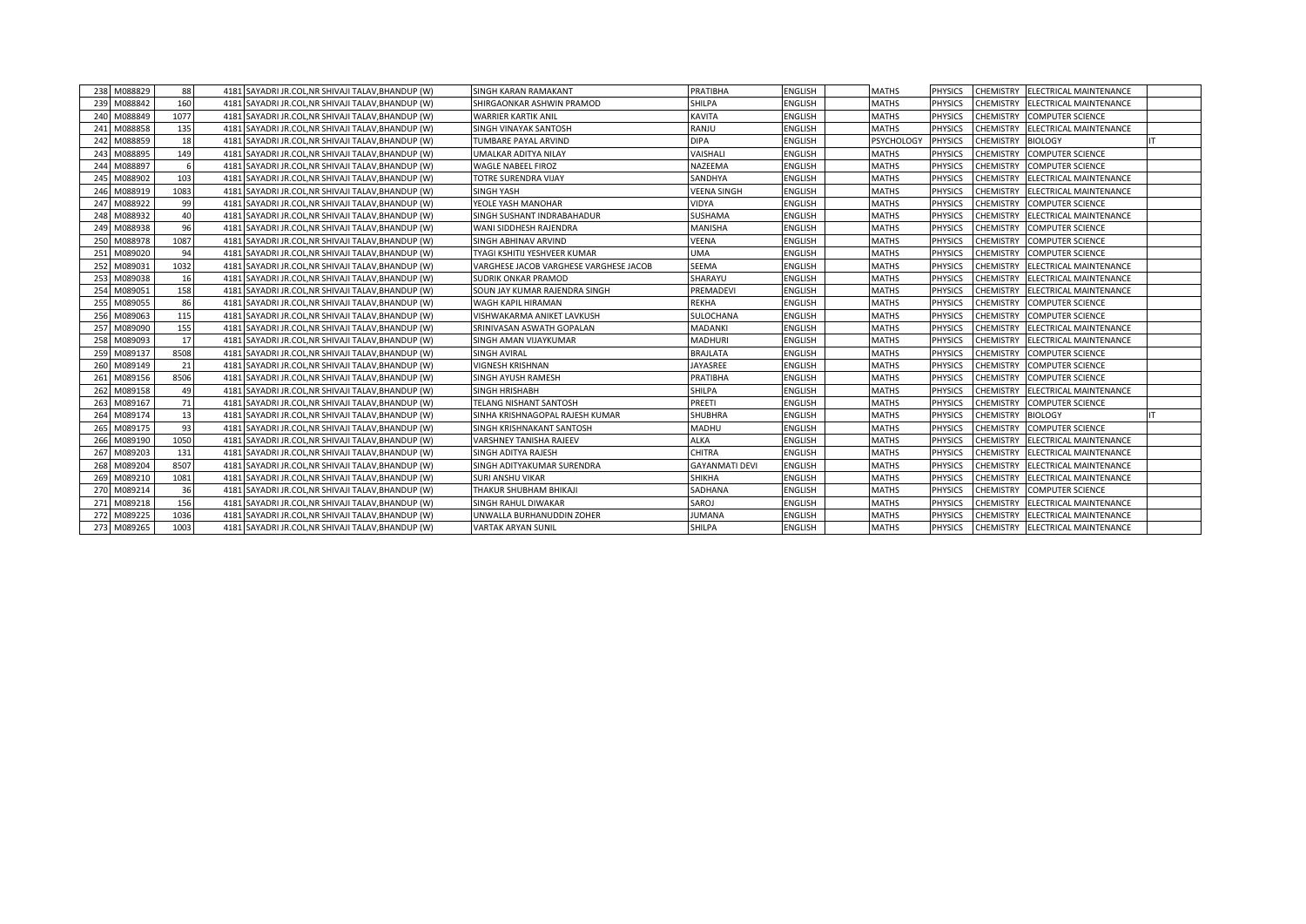| | | | | | | | | | | | | | |
|---|---|---|---|---|---|---|---|---|---|---|---|---|---|
| 238 | M088829 | 88 | 4181 | SAYADRI JR.COL,NR SHIVAJI TALAV,BHANDUP (W) | SINGH KARAN RAMAKANT | PRATIBHA | ENGLISH | | MATHS | PHYSICS | CHEMISTRY | ELECTRICAL MAINTENANCE | |
| 239 | M088842 | 160 | 4181 | SAYADRI JR.COL,NR SHIVAJI TALAV,BHANDUP (W) | SHIRGAONKAR ASHWIN PRAMOD | SHILPA | ENGLISH | | MATHS | PHYSICS | CHEMISTRY | ELECTRICAL MAINTENANCE | |
| 240 | M088849 | 1077 | 4181 | SAYADRI JR.COL,NR SHIVAJI TALAV,BHANDUP (W) | WARRIER KARTIK ANIL | KAVITA | ENGLISH | | MATHS | PHYSICS | CHEMISTRY | COMPUTER SCIENCE | |
| 241 | M088858 | 135 | 4181 | SAYADRI JR.COL,NR SHIVAJI TALAV,BHANDUP (W) | SINGH VINAYAK SANTOSH | RANJU | ENGLISH | | MATHS | PHYSICS | CHEMISTRY | ELECTRICAL MAINTENANCE | |
| 242 | M088859 | 18 | 4181 | SAYADRI JR.COL,NR SHIVAJI TALAV,BHANDUP (W) | TUMBARE PAYAL ARVIND | DIPA | ENGLISH | | PSYCHOLOGY | PHYSICS | CHEMISTRY | BIOLOGY | IT |
| 243 | M088895 | 149 | 4181 | SAYADRI JR.COL,NR SHIVAJI TALAV,BHANDUP (W) | UMALKAR ADITYA NILAY | VAISHALI | ENGLISH | | MATHS | PHYSICS | CHEMISTRY | COMPUTER SCIENCE | |
| 244 | M088897 | 6 | 4181 | SAYADRI JR.COL,NR SHIVAJI TALAV,BHANDUP (W) | WAGLE NABEEL FIROZ | NAZEEMA | ENGLISH | | MATHS | PHYSICS | CHEMISTRY | COMPUTER SCIENCE | |
| 245 | M088902 | 103 | 4181 | SAYADRI JR.COL,NR SHIVAJI TALAV,BHANDUP (W) | TOTRE SURENDRA VIJAY | SANDHYA | ENGLISH | | MATHS | PHYSICS | CHEMISTRY | ELECTRICAL MAINTENANCE | |
| 246 | M088919 | 1083 | 4181 | SAYADRI JR.COL,NR SHIVAJI TALAV,BHANDUP (W) | SINGH YASH | VEENA SINGH | ENGLISH | | MATHS | PHYSICS | CHEMISTRY | ELECTRICAL MAINTENANCE | |
| 247 | M088922 | 99 | 4181 | SAYADRI JR.COL,NR SHIVAJI TALAV,BHANDUP (W) | YEOLE YASH MANOHAR | VIDYA | ENGLISH | | MATHS | PHYSICS | CHEMISTRY | COMPUTER SCIENCE | |
| 248 | M088932 | 40 | 4181 | SAYADRI JR.COL,NR SHIVAJI TALAV,BHANDUP (W) | SINGH SUSHANT INDRABAHADUR | SUSHAMA | ENGLISH | | MATHS | PHYSICS | CHEMISTRY | ELECTRICAL MAINTENANCE | |
| 249 | M088938 | 96 | 4181 | SAYADRI JR.COL,NR SHIVAJI TALAV,BHANDUP (W) | WANI SIDDHESH RAJENDRA | MANISHA | ENGLISH | | MATHS | PHYSICS | CHEMISTRY | COMPUTER SCIENCE | |
| 250 | M088978 | 1087 | 4181 | SAYADRI JR.COL,NR SHIVAJI TALAV,BHANDUP (W) | SINGH ABHINAV ARVIND | VEENA | ENGLISH | | MATHS | PHYSICS | CHEMISTRY | COMPUTER SCIENCE | |
| 251 | M089020 | 94 | 4181 | SAYADRI JR.COL,NR SHIVAJI TALAV,BHANDUP (W) | TYAGI KSHITIJ YESHVEER KUMAR | UMA | ENGLISH | | MATHS | PHYSICS | CHEMISTRY | COMPUTER SCIENCE | |
| 252 | M089031 | 1032 | 4181 | SAYADRI JR.COL,NR SHIVAJI TALAV,BHANDUP (W) | VARGHESE JACOB VARGHESE VARGHESE JACOB | SEEMA | ENGLISH | | MATHS | PHYSICS | CHEMISTRY | ELECTRICAL MAINTENANCE | |
| 253 | M089038 | 16 | 4181 | SAYADRI JR.COL,NR SHIVAJI TALAV,BHANDUP (W) | SUDRIK ONKAR PRAMOD | SHARAYU | ENGLISH | | MATHS | PHYSICS | CHEMISTRY | ELECTRICAL MAINTENANCE | |
| 254 | M089051 | 158 | 4181 | SAYADRI JR.COL,NR SHIVAJI TALAV,BHANDUP (W) | SOUN JAY KUMAR RAJENDRA SINGH | PREMADEVI | ENGLISH | | MATHS | PHYSICS | CHEMISTRY | ELECTRICAL MAINTENANCE | |
| 255 | M089055 | 86 | 4181 | SAYADRI JR.COL,NR SHIVAJI TALAV,BHANDUP (W) | WAGH KAPIL HIRAMAN | REKHA | ENGLISH | | MATHS | PHYSICS | CHEMISTRY | COMPUTER SCIENCE | |
| 256 | M089063 | 115 | 4181 | SAYADRI JR.COL,NR SHIVAJI TALAV,BHANDUP (W) | VISHWAKARMA ANIKET LAVKUSH | SULOCHANA | ENGLISH | | MATHS | PHYSICS | CHEMISTRY | COMPUTER SCIENCE | |
| 257 | M089090 | 155 | 4181 | SAYADRI JR.COL,NR SHIVAJI TALAV,BHANDUP (W) | SRINIVASAN ASWATH GOPALAN | MADANKI | ENGLISH | | MATHS | PHYSICS | CHEMISTRY | ELECTRICAL MAINTENANCE | |
| 258 | M089093 | 17 | 4181 | SAYADRI JR.COL,NR SHIVAJI TALAV,BHANDUP (W) | SINGH AMAN VIJAYKUMAR | MADHURI | ENGLISH | | MATHS | PHYSICS | CHEMISTRY | ELECTRICAL MAINTENANCE | |
| 259 | M089137 | 8508 | 4181 | SAYADRI JR.COL,NR SHIVAJI TALAV,BHANDUP (W) | SINGH AVIRAL | BRAJLATA | ENGLISH | | MATHS | PHYSICS | CHEMISTRY | COMPUTER SCIENCE | |
| 260 | M089149 | 21 | 4181 | SAYADRI JR.COL,NR SHIVAJI TALAV,BHANDUP (W) | VIGNESH KRISHNAN | JAYASREE | ENGLISH | | MATHS | PHYSICS | CHEMISTRY | COMPUTER SCIENCE | |
| 261 | M089156 | 8506 | 4181 | SAYADRI JR.COL,NR SHIVAJI TALAV,BHANDUP (W) | SINGH AYUSH RAMESH | PRATIBHA | ENGLISH | | MATHS | PHYSICS | CHEMISTRY | COMPUTER SCIENCE | |
| 262 | M089158 | 49 | 4181 | SAYADRI JR.COL,NR SHIVAJI TALAV,BHANDUP (W) | SINGH HRISHABH | SHILPA | ENGLISH | | MATHS | PHYSICS | CHEMISTRY | ELECTRICAL MAINTENANCE | |
| 263 | M089167 | 71 | 4181 | SAYADRI JR.COL,NR SHIVAJI TALAV,BHANDUP (W) | TELANG NISHANT SANTOSH | PREETI | ENGLISH | | MATHS | PHYSICS | CHEMISTRY | COMPUTER SCIENCE | |
| 264 | M089174 | 13 | 4181 | SAYADRI JR.COL,NR SHIVAJI TALAV,BHANDUP (W) | SINHA KRISHNAGOPAL RAJESH KUMAR | SHUBHRA | ENGLISH | | MATHS | PHYSICS | CHEMISTRY | BIOLOGY | IT |
| 265 | M089175 | 93 | 4181 | SAYADRI JR.COL,NR SHIVAJI TALAV,BHANDUP (W) | SINGH KRISHNAKANT SANTOSH | MADHU | ENGLISH | | MATHS | PHYSICS | CHEMISTRY | COMPUTER SCIENCE | |
| 266 | M089190 | 1050 | 4181 | SAYADRI JR.COL,NR SHIVAJI TALAV,BHANDUP (W) | VARSHNEY TANISHA RAJEEV | ALKA | ENGLISH | | MATHS | PHYSICS | CHEMISTRY | ELECTRICAL MAINTENANCE | |
| 267 | M089203 | 131 | 4181 | SAYADRI JR.COL,NR SHIVAJI TALAV,BHANDUP (W) | SINGH ADITYA RAJESH | CHITRA | ENGLISH | | MATHS | PHYSICS | CHEMISTRY | ELECTRICAL MAINTENANCE | |
| 268 | M089204 | 8507 | 4181 | SAYADRI JR.COL,NR SHIVAJI TALAV,BHANDUP (W) | SINGH ADITYAKUMAR SURENDRA | GAYANMATI DEVI | ENGLISH | | MATHS | PHYSICS | CHEMISTRY | ELECTRICAL MAINTENANCE | |
| 269 | M089210 | 1081 | 4181 | SAYADRI JR.COL,NR SHIVAJI TALAV,BHANDUP (W) | SURI ANSHU VIKAR | SHIKHA | ENGLISH | | MATHS | PHYSICS | CHEMISTRY | ELECTRICAL MAINTENANCE | |
| 270 | M089214 | 36 | 4181 | SAYADRI JR.COL,NR SHIVAJI TALAV,BHANDUP (W) | THAKUR SHUBHAM BHIKAJI | SADHANA | ENGLISH | | MATHS | PHYSICS | CHEMISTRY | COMPUTER SCIENCE | |
| 271 | M089218 | 156 | 4181 | SAYADRI JR.COL,NR SHIVAJI TALAV,BHANDUP (W) | SINGH RAHUL DIWAKAR | SAROJ | ENGLISH | | MATHS | PHYSICS | CHEMISTRY | ELECTRICAL MAINTENANCE | |
| 272 | M089225 | 1036 | 4181 | SAYADRI JR.COL,NR SHIVAJI TALAV,BHANDUP (W) | UNWALLA BURHANUDDIN ZOHER | JUMANA | ENGLISH | | MATHS | PHYSICS | CHEMISTRY | ELECTRICAL MAINTENANCE | |
| 273 | M089265 | 1003 | 4181 | SAYADRI JR.COL,NR SHIVAJI TALAV,BHANDUP (W) | VARTAK ARYAN SUNIL | SHILPA | ENGLISH | | MATHS | PHYSICS | CHEMISTRY | ELECTRICAL MAINTENANCE | |